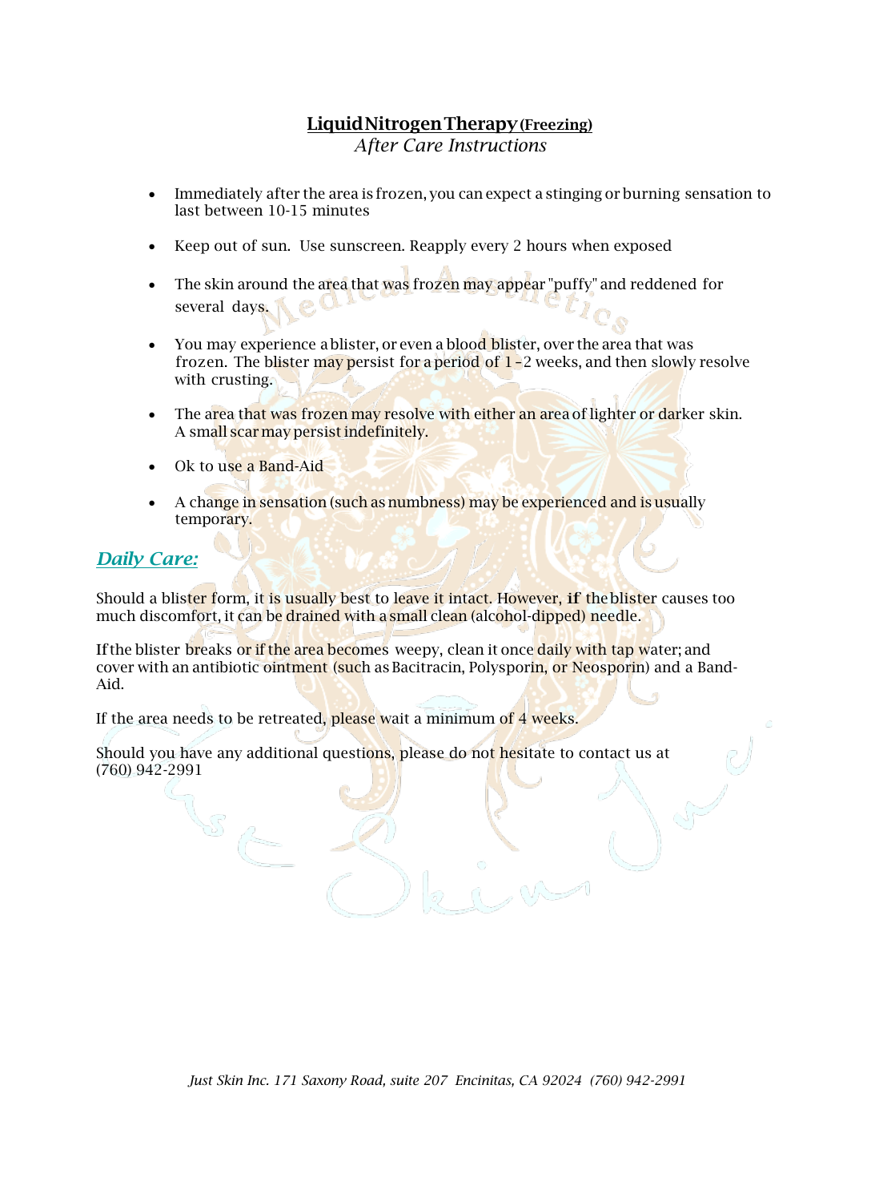# Liquid Nitrogen Therapy (Freezing)

*After Care Instructions*

- Immediately after the area is frozen, you can expect a stinging or burning sensation to last between 10-15 minutes
- Keep out of sun. Use sunscreen. Reapply every 2 hours when exposed
- The skin around the area that was frozen may appear "puffy" and reddened for several days.
- You may experience a blister, or even a blood blister, over the area that was frozen. The blister may persist for a period of 1 – 2 weeks, and then slowly resolve with crusting.
- The area that was frozen may resolve with either an area of lighter or darker skin. A small scar may persist indefinitely.
- Ok to use a Band-Aid
- A change in sensation (such as numbness) may be experienced and is usually temporary.

## *Daily Care:*

Should a blister form, it is usually best to leave it intact. However, **if** the blister causes too much discomfort, it can be drained with a small clean (alcohol-dipped) needle.

If the blister breaks or if the area becomes weepy, clean it once daily with tap water; and cover with an antibiotic ointment (such as Bacitracin, Polysporin, or Neosporin) and a Band-Aid.

If the area needs to be retreated, please wait a minimum of 4 weeks.

Should you have any additional questions, please do not hesitate to contact us at (760) 942-2991

*Just Skin Inc. 171 Saxony Road, suite 207 Encinitas, CA 92024 (760) 942-2991*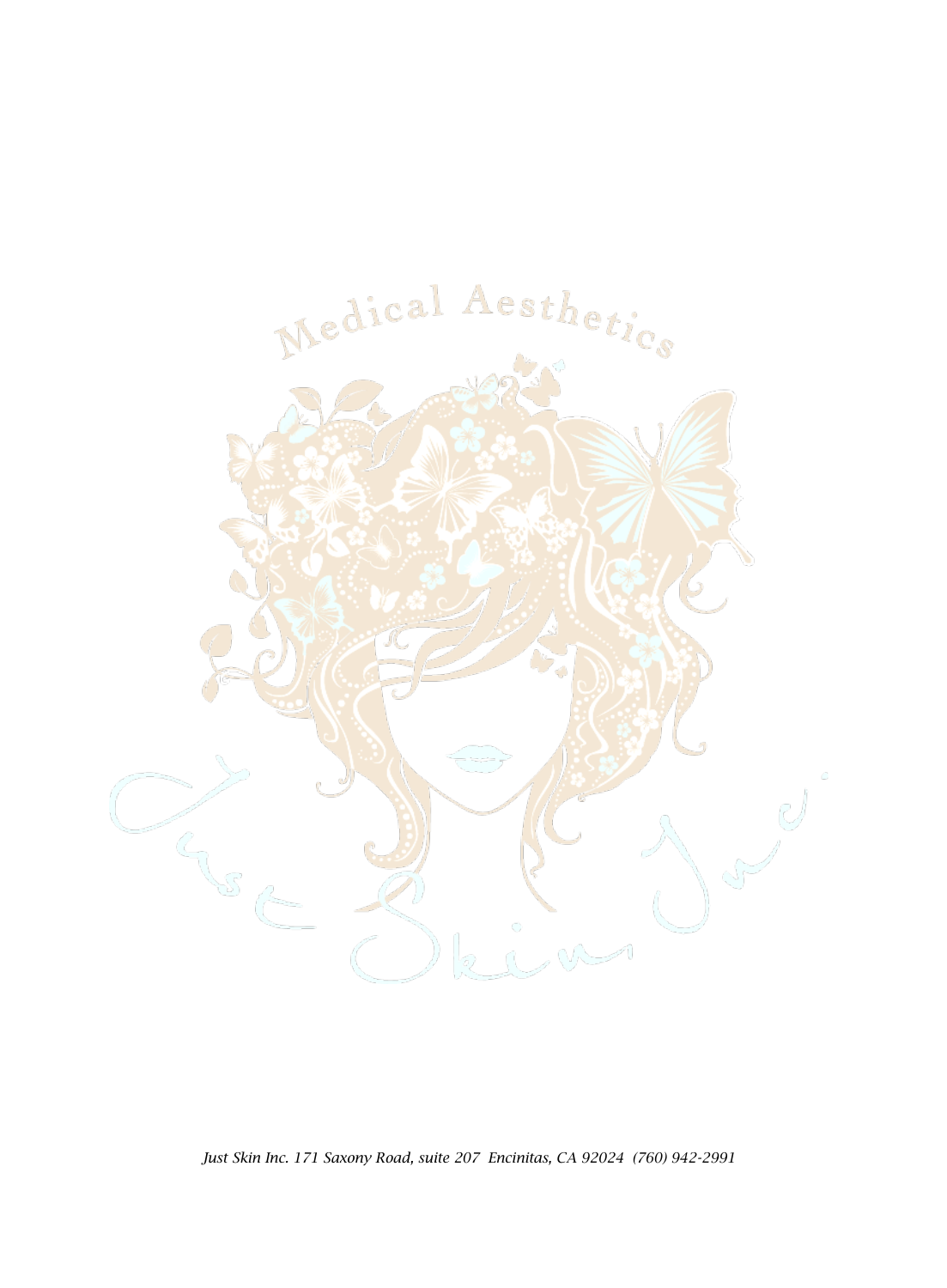Medical Aesthetics

Just Skin Inc.

*Just Skin Inc. 171 Saxony Road, suite 207 Encinitas, CA 92024 (760) 942-2991*